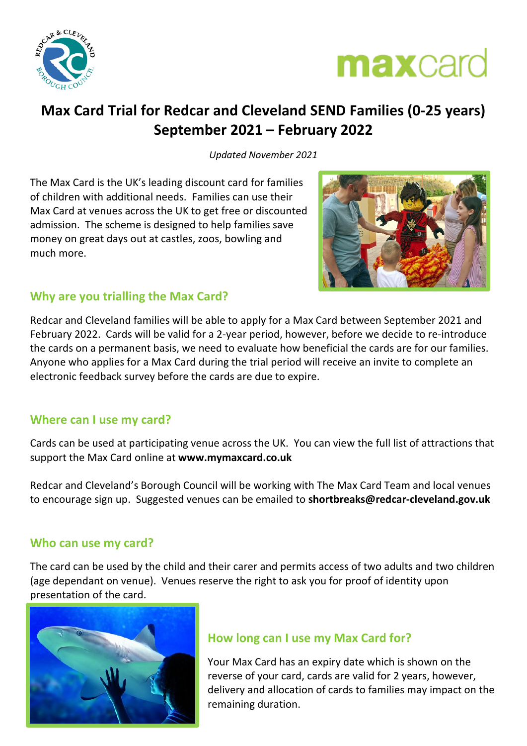# Max Card Trial for Redcar and Cleveland SEND Families (0-25 years) September 2021 – February 2022

*Updated November 2021*

The Max Card is the UK's leading discount card for families of children with additional needs. Families can use their Max Card at venues across the UK to get free or discounted admission. The scheme is designed to help families save money on great days out at castles, zoos, bowling and much more.

## Why are you trialling the Max Card?

Redcar and Cleveland families will be able to apply for a Max Card between September 2021 and February 2022. Cards will be valid for a 2-year period, however, before we decide to re-introduce the cards on a permanent basis, we need to evaluate how beneficial the cards are for our families. Anyone who applies for a Max Card during the trial period will receive an invite to complete an electronic feedback survey before the cards are due to expire.

## Where can I use my card?

Cards can be used at participating venue across the UK. You can view the full list of attractions that support the Max Card online at **www.mymaxcard.co.uk**

Redcar and Cleveland's Borough Council will be working with The Max Card Team and local venues to encourage sign up. Suggested venues can be emailed to **shortbreaks@redcar-cleveland.gov.uk**

## Who can use my card?

The card can be used by the child and their carer and permits access of two adults and two children (age dependant on venue). Venues reserve the right to ask you for proof of identity upon presentation of the card.

## How long can I use my Max Card for?

Your Max Card has an expiry date which is shown on the reverse of your card, cards are valid for 2 years, however, delivery and allocation of cards to families may impact on the remaining duration.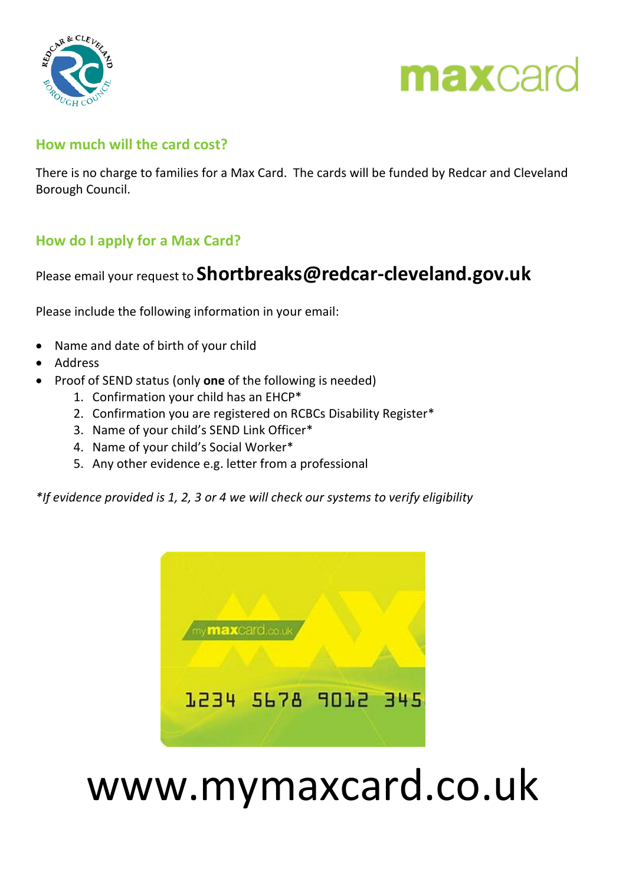## How much will the card cost?

There is no charge to families for a Max Card. The cards will be funded by Redcar and Cleveland Borough Council.

## How do I apply for a Max Card?

Please email your request to **Shortbreaks@redcar-cleveland.gov.uk**

Please include the following information in your email:

- Name and date of birth of your child
- Address
- Proof of SEND status (only **one** of the following is needed)
  1. Confirmation your child has an EHCP*
  2. Confirmation you are registered on RCBCs Disability Register*
  3. Name of your child's SEND Link Officer*
  4. Name of your child's Social Worker*
  5. Any other evidence e.g. letter from a professional

*\*If evidence provided is 1, 2, 3 or 4 we will check our systems to verify eligibility*

# www.mymaxcard.co.uk